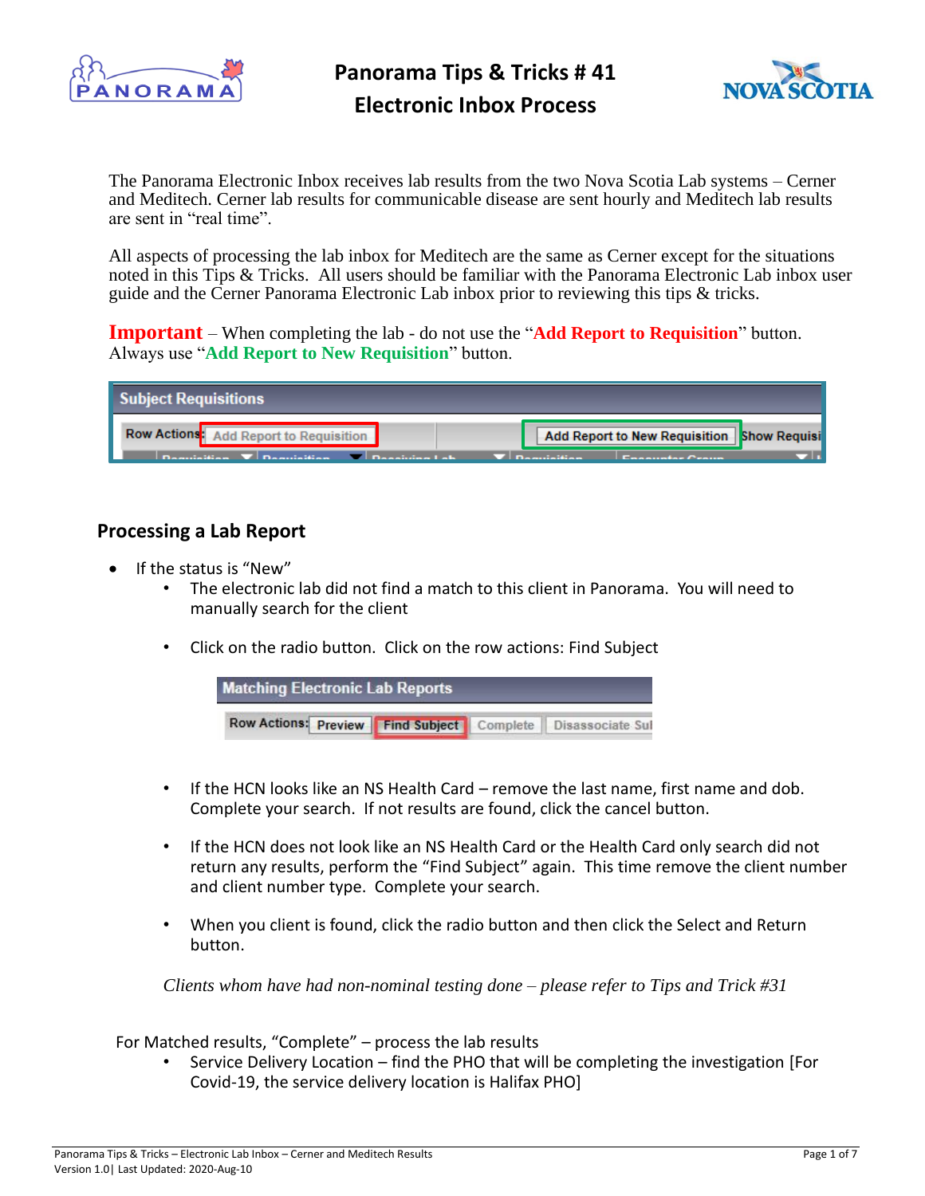# Panorama Tips & Tricks # 41
# Electronic Inbox Process

The Panorama Electronic Inbox receives lab results from the two Nova Scotia Lab systems – Cerner and Meditech. Cerner lab results for communicable disease are sent hourly and Meditech lab results are sent in "real time".

All aspects of processing the lab inbox for Meditech are the same as Cerner except for the situations noted in this Tips & Tricks. All users should be familiar with the Panorama Electronic Lab inbox user guide and the Cerner Panorama Electronic Lab inbox prior to reviewing this tips & tricks.

**Important** – When completing the lab - do not use the "**Add Report to Requisition**" button. Always use "**Add Report to New Requisition**" button.

## Processing a Lab Report

- If the status is "New"
  - The electronic lab did not find a match to this client in Panorama. You will need to manually search for the client
  - Click on the radio button. Click on the row actions: Find Subject
  - If the HCN looks like an NS Health Card – remove the last name, first name and dob. Complete your search. If not results are found, click the cancel button.
  - If the HCN does not look like an NS Health Card or the Health Card only search did not return any results, perform the "Find Subject" again. This time remove the client number and client number type. Complete your search.
  - When you client is found, click the radio button and then click the Select and Return button.

  *Clients whom have had non-nominal testing done – please refer to Tips and Trick #31*

For Matched results, "Complete" – process the lab results

- Service Delivery Location – find the PHO that will be completing the investigation [For Covid-19, the service delivery location is Halifax PHO]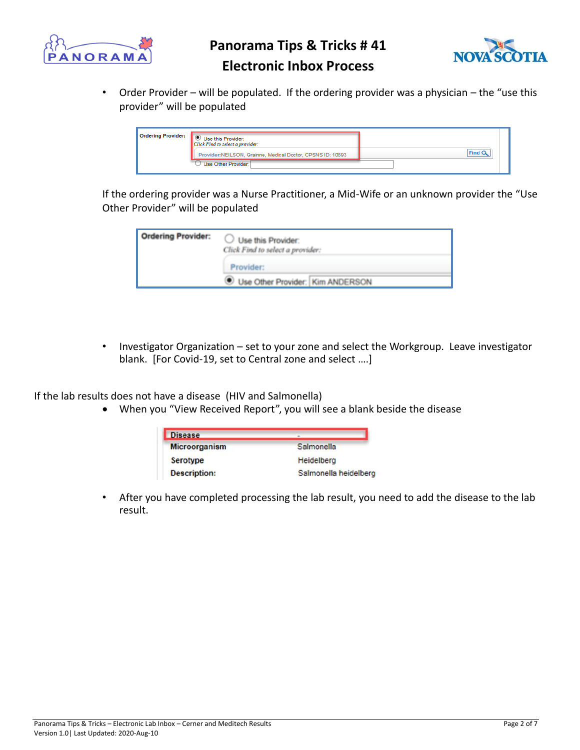- Order Provider – will be populated. If the ordering provider was a physician – the “use this provider” will be populated

If the ordering provider was a Nurse Practitioner, a Mid-Wife or an unknown provider the “Use Other Provider” will be populated

- Investigator Organization – set to your zone and select the Workgroup. Leave investigator blank. [For Covid-19, set to Central zone and select ….]

If the lab results does not have a disease (HIV and Salmonella)

- When you “View Received Report”, you will see a blank beside the disease

- After you have completed processing the lab result, you need to add the disease to the lab result.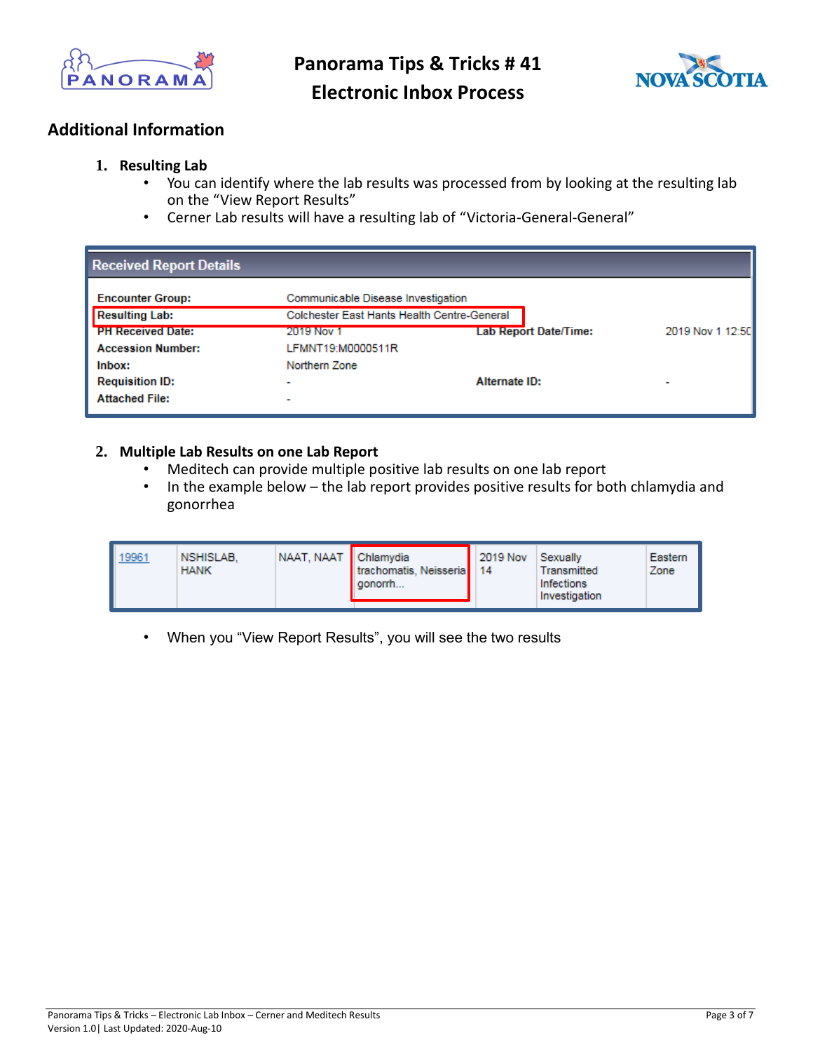## Additional Information

1. **Resulting Lab**
   - You can identify where the lab results was processed from by looking at the resulting lab on the "View Report Results"
   - Cerner Lab results will have a resulting lab of "Victoria-General-General"

**Received Report Details**

| | | | |
|---|---|---|---|
| **Encounter Group:** | Communicable Disease Investigation | | |
| **Resulting Lab:** | Colchester East Hants Health Centre-General | | |
| **PH Received Date:** | 2019 Nov 1 | **Lab Report Date/Time:** | 2019 Nov 1 12:50 |
| **Accession Number:** | LFMNT19:M0000511R | | |
| **Inbox:** | Northern Zone | | |
| **Requisition ID:** | - | **Alternate ID:** | - |
| **Attached File:** | - | | |

2. **Multiple Lab Results on one Lab Report**
   - Meditech can provide multiple positive lab results on one lab report
   - In the example below – the lab report provides positive results for both chlamydia and gonorrhea

| | | | | | | |
|---|---|---|---|---|---|---|
| 19961 | NSHISLAB, HANK | NAAT, NAAT | Chlamydia trachomatis, Neisseria gonorrh... | 2019 Nov 14 | Sexually Transmitted Infections Investigation | Eastern Zone |

   - When you "View Report Results", you will see the two results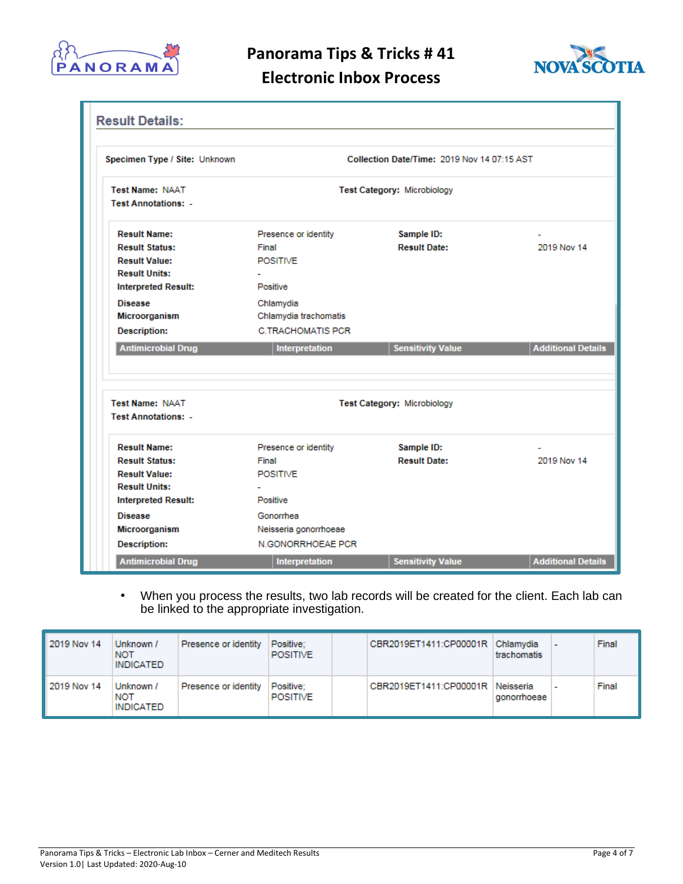**Result Details:**

**Specimen Type / Site:** Unknown **Collection Date/Time:** 2019 Nov 14 07:15 AST

**Test Name:** NAAT **Test Category:** Microbiology
**Test Annotations:** -

| | | | |
|---|---|---|---|
| **Result Name:** | Presence or identity | **Sample ID:** | - |
| **Result Status:** | Final | **Result Date:** | 2019 Nov 14 |
| **Result Value:** | POSITIVE | | |
| **Result Units:** | - | | |
| **Interpreted Result:** | Positive | | |
| **Disease** | Chlamydia | | |
| **Microorganism** | Chlamydia trachomatis | | |
| **Description:** | C.TRACHOMATIS PCR | | |

| Antimicrobial Drug | Interpretation | Sensitivity Value | Additional Details |
|---|---|---|---|

**Test Name:** NAAT **Test Category:** Microbiology
**Test Annotations:** -

| | | | |
|---|---|---|---|
| **Result Name:** | Presence or identity | **Sample ID:** | - |
| **Result Status:** | Final | **Result Date:** | 2019 Nov 14 |
| **Result Value:** | POSITIVE | | |
| **Result Units:** | - | | |
| **Interpreted Result:** | Positive | | |
| **Disease** | Gonorrhea | | |
| **Microorganism** | Neisseria gonorrhoeae | | |
| **Description:** | N.GONORRHOEAE PCR | | |

| Antimicrobial Drug | Interpretation | Sensitivity Value | Additional Details |
|---|---|---|---|

- When you process the results, two lab records will be created for the client. Each lab can be linked to the appropriate investigation.

| | | | | | | | | |
|---|---|---|---|---|---|---|---|---|
| 2019 Nov 14 | Unknown / NOT INDICATED | Presence or identity | Positive; POSITIVE | | CBR2019ET1411:CP00001R | Chlamydia trachomatis | - | Final |
| 2019 Nov 14 | Unknown / NOT INDICATED | Presence or identity | Positive; POSITIVE | | CBR2019ET1411:CP00001R | Neisseria gonorrhoeae | - | Final |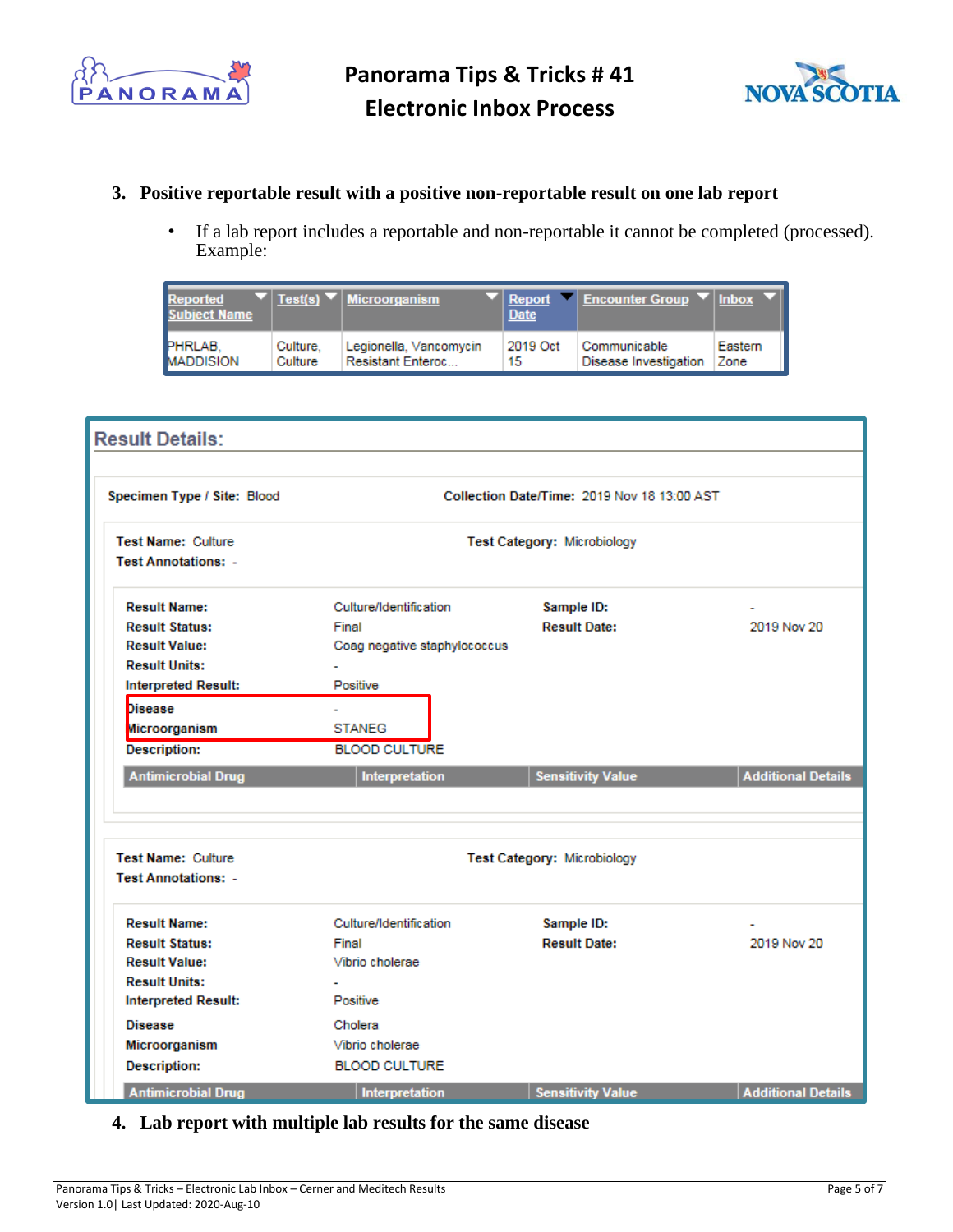3. **Positive reportable result with a positive non-reportable result on one lab report**

   - If a lab report includes a reportable and non-reportable it cannot be completed (processed). Example:

| Reported Subject Name | Test(s) | Microorganism | Report Date | Encounter Group | Inbox |
|---|---|---|---|---|---|
| PHRLAB, MADDISION | Culture, Culture | Legionella, Vancomycin Resistant Enteroc... | 2019 Oct 15 | Communicable Disease Investigation | Eastern Zone |

**Result Details:**

**Specimen Type / Site:** Blood **Collection Date/Time:** 2019 Nov 18 13:00 AST

**Test Name:** Culture **Test Category:** Microbiology
**Test Annotations:** -

| | | | |
|---|---|---|---|
| **Result Name:** | Culture/Identification | **Sample ID:** | - |
| **Result Status:** | Final | **Result Date:** | 2019 Nov 20 |
| **Result Value:** | Coag negative staphylococcus | | |
| **Result Units:** | - | | |
| **Interpreted Result:** | Positive | | |
| **Disease** | - | | |
| **Microorganism** | STANEG | | |
| **Description:** | BLOOD CULTURE | | |

| Antimicrobial Drug | Interpretation | Sensitivity Value | Additional Details |
|---|---|---|---|

**Test Name:** Culture **Test Category:** Microbiology
**Test Annotations:** -

| | | | |
|---|---|---|---|
| **Result Name:** | Culture/Identification | **Sample ID:** | - |
| **Result Status:** | Final | **Result Date:** | 2019 Nov 20 |
| **Result Value:** | Vibrio cholerae | | |
| **Result Units:** | - | | |
| **Interpreted Result:** | Positive | | |
| **Disease** | Cholera | | |
| **Microorganism** | Vibrio cholerae | | |
| **Description:** | BLOOD CULTURE | | |

| Antimicrobial Drug | Interpretation | Sensitivity Value | Additional Details |
|---|---|---|---|

4. **Lab report with multiple lab results for the same disease**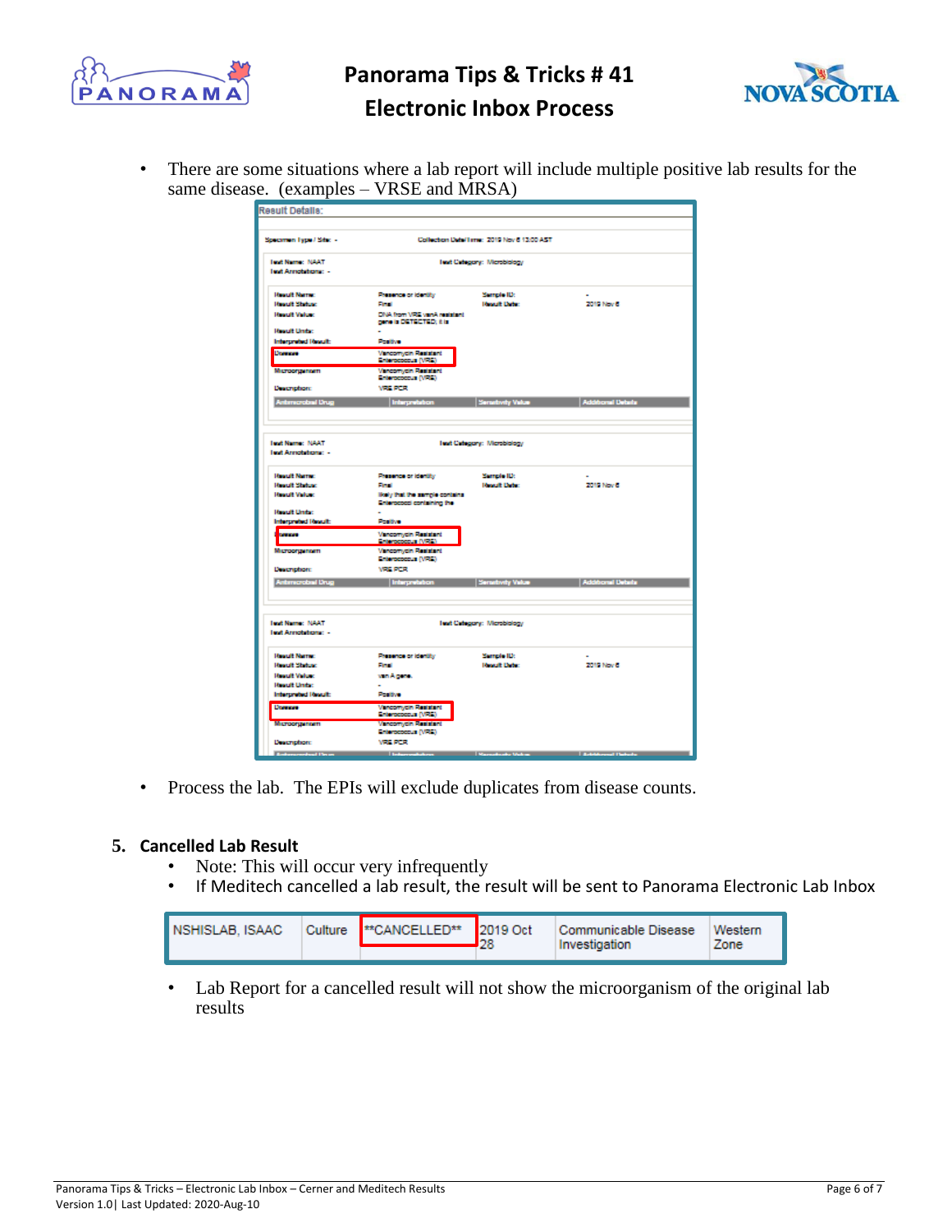- There are some situations where a lab report will include multiple positive lab results for the same disease. (examples – VRSE and MRSA)

- Process the lab. The EPIs will exclude duplicates from disease counts.

## 5. Cancelled Lab Result

- Note: This will occur very infrequently
- If Meditech cancelled a lab result, the result will be sent to Panorama Electronic Lab Inbox

| NSHISLAB, ISAAC | Culture | \*\*CANCELLED\*\* | 2019 Oct 28 | Communicable Disease Investigation | Western Zone |
|---|---|---|---|---|---|

- Lab Report for a cancelled result will not show the microorganism of the original lab results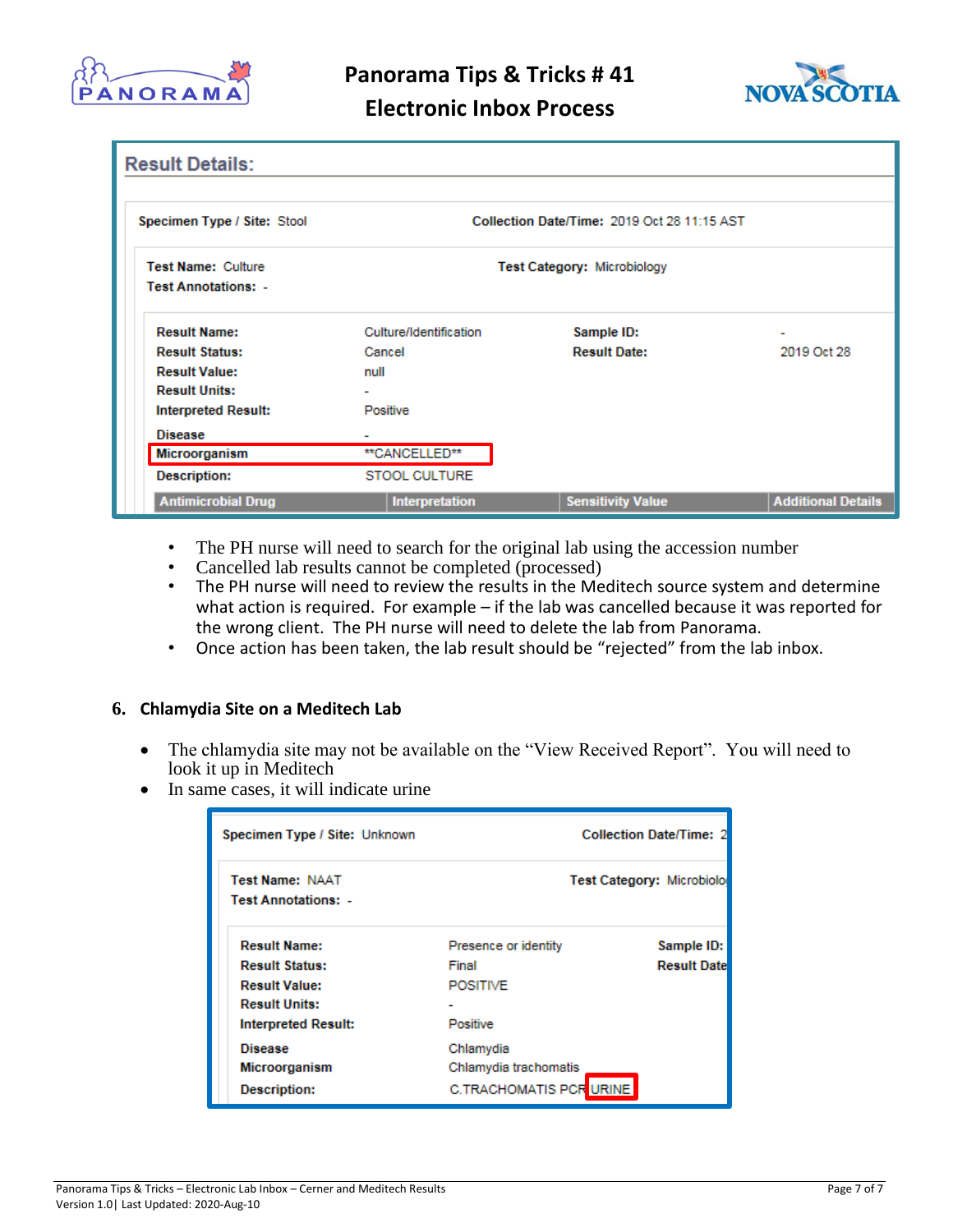**Result Details:**

**Specimen Type / Site:** Stool **Collection Date/Time:** 2019 Oct 28 11:15 AST

**Test Name:** Culture **Test Category:** Microbiology
**Test Annotations:** -

| | | | |
|---|---|---|---|
| **Result Name:** | Culture/Identification | **Sample ID:** | - |
| **Result Status:** | Cancel | **Result Date:** | 2019 Oct 28 |
| **Result Value:** | null | | |
| **Result Units:** | - | | |
| **Interpreted Result:** | Positive | | |
| **Disease** | - | | |
| **Microorganism** | **CANCELLED** | | |
| **Description:** | STOOL CULTURE | | |

| Antimicrobial Drug | Interpretation | Sensitivity Value | Additional Details |
|---|---|---|---|

- The PH nurse will need to search for the original lab using the accession number
- Cancelled lab results cannot be completed (processed)
- The PH nurse will need to review the results in the Meditech source system and determine what action is required. For example – if the lab was cancelled because it was reported for the wrong client. The PH nurse will need to delete the lab from Panorama.
- Once action has been taken, the lab result should be "rejected" from the lab inbox.

## 6. Chlamydia Site on a Meditech Lab

- The chlamydia site may not be available on the "View Received Report". You will need to look it up in Meditech
- In same cases, it will indicate urine

**Specimen Type / Site:** Unknown **Collection Date/Time:** 2

**Test Name:** NAAT **Test Category:** Microbiolo
**Test Annotations:** -

| | | |
|---|---|---|
| **Result Name:** | Presence or identity | **Sample ID:** |
| **Result Status:** | Final | **Result Date** |
| **Result Value:** | POSITIVE | |
| **Result Units:** | - | |
| **Interpreted Result:** | Positive | |
| **Disease** | Chlamydia | |
| **Microorganism** | Chlamydia trachomatis | |
| **Description:** | C.TRACHOMATIS PCR URINE | |